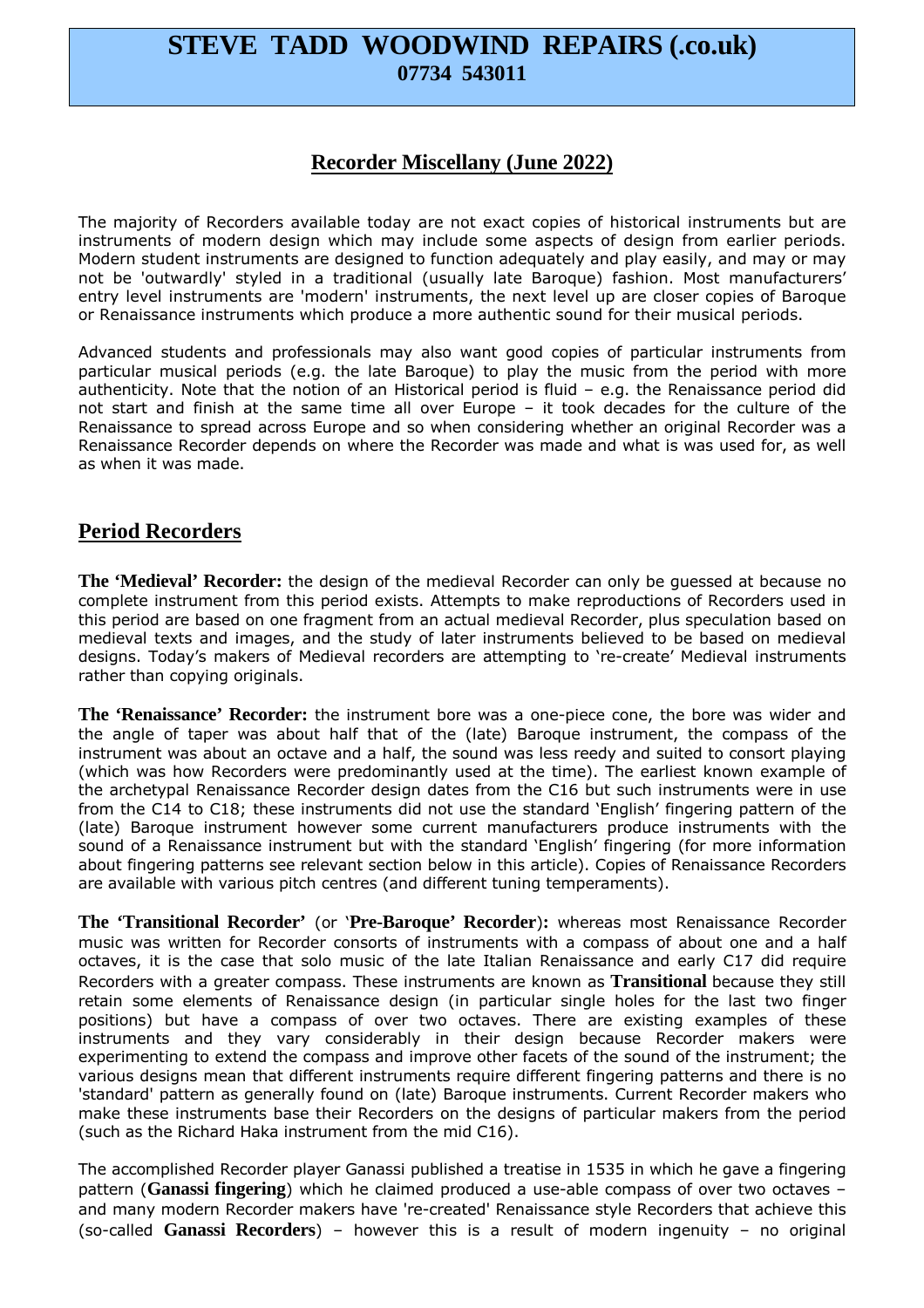# STEVE TADD WOODWIND REPAIRS (.co.uk)
**07734 543011**

## Recorder Miscellany (June 2022)

The majority of Recorders available today are not exact copies of historical instruments but are instruments of modern design which may include some aspects of design from earlier periods. Modern student instruments are designed to function adequately and play easily, and may or may not be 'outwardly' styled in a traditional (usually late Baroque) fashion. Most manufacturers' entry level instruments are 'modern' instruments, the next level up are closer copies of Baroque or Renaissance instruments which produce a more authentic sound for their musical periods.

Advanced students and professionals may also want good copies of particular instruments from particular musical periods (e.g. the late Baroque) to play the music from the period with more authenticity. Note that the notion of an Historical period is fluid – e.g. the Renaissance period did not start and finish at the same time all over Europe – it took decades for the culture of the Renaissance to spread across Europe and so when considering whether an original Recorder was a Renaissance Recorder depends on where the Recorder was made and what is was used for, as well as when it was made.

## Period Recorders

**The 'Medieval' Recorder:** the design of the medieval Recorder can only be guessed at because no complete instrument from this period exists. Attempts to make reproductions of Recorders used in this period are based on one fragment from an actual medieval Recorder, plus speculation based on medieval texts and images, and the study of later instruments believed to be based on medieval designs. Today's makers of Medieval recorders are attempting to 're-create' Medieval instruments rather than copying originals.

**The 'Renaissance' Recorder:** the instrument bore was a one-piece cone, the bore was wider and the angle of taper was about half that of the (late) Baroque instrument, the compass of the instrument was about an octave and a half, the sound was less reedy and suited to consort playing (which was how Recorders were predominantly used at the time). The earliest known example of the archetypal Renaissance Recorder design dates from the C16 but such instruments were in use from the C14 to C18; these instruments did not use the standard 'English' fingering pattern of the (late) Baroque instrument however some current manufacturers produce instruments with the sound of a Renaissance instrument but with the standard 'English' fingering (for more information about fingering patterns see relevant section below in this article). Copies of Renaissance Recorders are available with various pitch centres (and different tuning temperaments).

**The 'Transitional Recorder'** (or '**Pre-Baroque' Recorder**)**:** whereas most Renaissance Recorder music was written for Recorder consorts of instruments with a compass of about one and a half octaves, it is the case that solo music of the late Italian Renaissance and early C17 did require Recorders with a greater compass. These instruments are known as **Transitional** because they still retain some elements of Renaissance design (in particular single holes for the last two finger positions) but have a compass of over two octaves. There are existing examples of these instruments and they vary considerably in their design because Recorder makers were experimenting to extend the compass and improve other facets of the sound of the instrument; the various designs mean that different instruments require different fingering patterns and there is no 'standard' pattern as generally found on (late) Baroque instruments. Current Recorder makers who make these instruments base their Recorders on the designs of particular makers from the period (such as the Richard Haka instrument from the mid C16).

The accomplished Recorder player Ganassi published a treatise in 1535 in which he gave a fingering pattern (**Ganassi fingering**) which he claimed produced a use-able compass of over two octaves – and many modern Recorder makers have 're-created' Renaissance style Recorders that achieve this (so-called **Ganassi Recorders**) – however this is a result of modern ingenuity – no original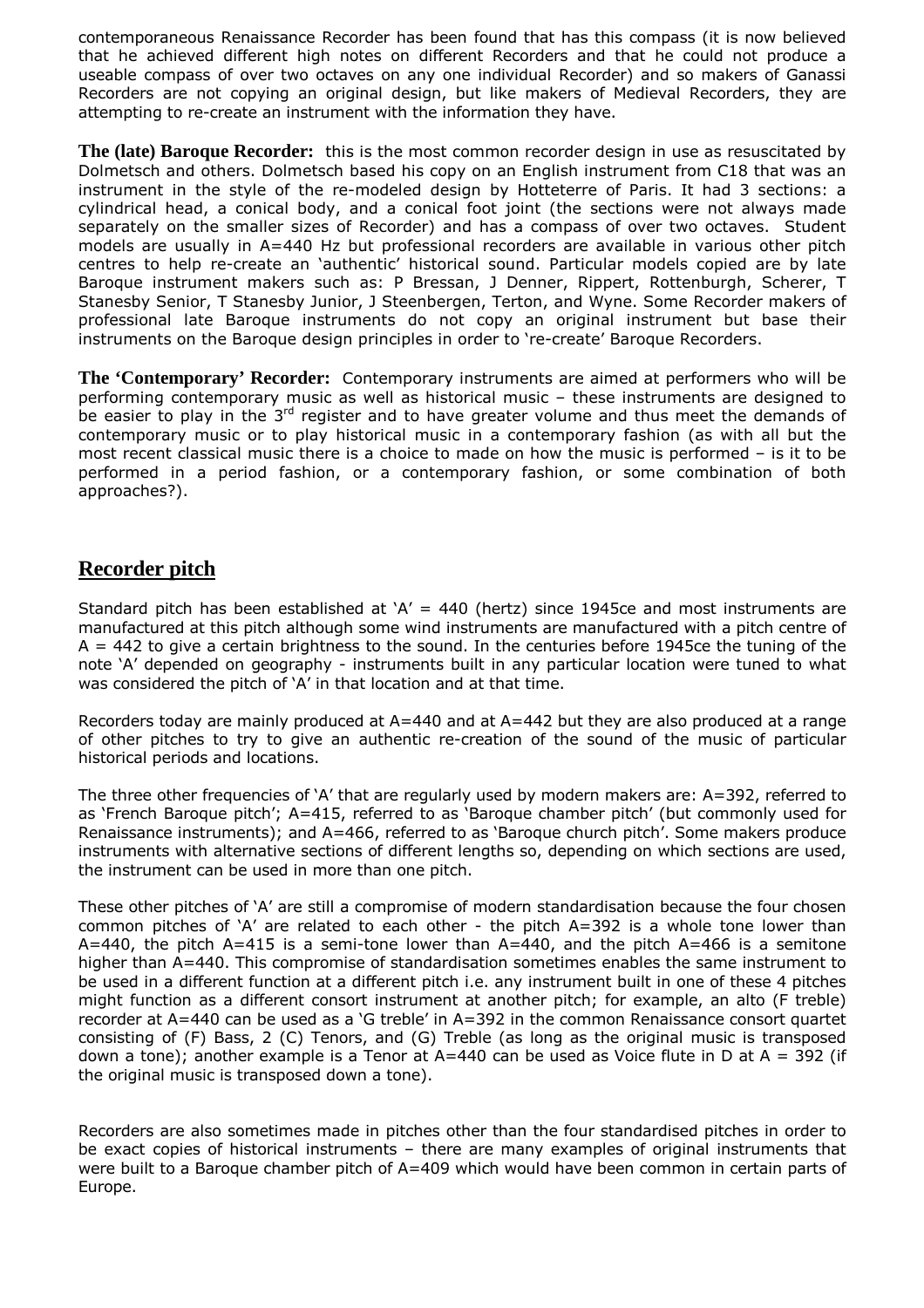contemporaneous Renaissance Recorder has been found that has this compass (it is now believed that he achieved different high notes on different Recorders and that he could not produce a useable compass of over two octaves on any one individual Recorder) and so makers of Ganassi Recorders are not copying an original design, but like makers of Medieval Recorders, they are attempting to re-create an instrument with the information they have.

**The (late) Baroque Recorder:** this is the most common recorder design in use as resuscitated by Dolmetsch and others. Dolmetsch based his copy on an English instrument from C18 that was an instrument in the style of the re-modeled design by Hotteterre of Paris. It had 3 sections: a cylindrical head, a conical body, and a conical foot joint (the sections were not always made separately on the smaller sizes of Recorder) and has a compass of over two octaves. Student models are usually in A=440 Hz but professional recorders are available in various other pitch centres to help re-create an 'authentic' historical sound. Particular models copied are by late Baroque instrument makers such as: P Bressan, J Denner, Rippert, Rottenburgh, Scherer, T Stanesby Senior, T Stanesby Junior, J Steenbergen, Terton, and Wyne. Some Recorder makers of professional late Baroque instruments do not copy an original instrument but base their instruments on the Baroque design principles in order to 're-create' Baroque Recorders.

**The 'Contemporary' Recorder:** Contemporary instruments are aimed at performers who will be performing contemporary music as well as historical music – these instruments are designed to be easier to play in the 3rd register and to have greater volume and thus meet the demands of contemporary music or to play historical music in a contemporary fashion (as with all but the most recent classical music there is a choice to made on how the music is performed – is it to be performed in a period fashion, or a contemporary fashion, or some combination of both approaches?).

## Recorder pitch

Standard pitch has been established at 'A' = 440 (hertz) since 1945ce and most instruments are manufactured at this pitch although some wind instruments are manufactured with a pitch centre of A = 442 to give a certain brightness to the sound. In the centuries before 1945ce the tuning of the note 'A' depended on geography - instruments built in any particular location were tuned to what was considered the pitch of 'A' in that location and at that time.

Recorders today are mainly produced at A=440 and at A=442 but they are also produced at a range of other pitches to try to give an authentic re-creation of the sound of the music of particular historical periods and locations.

The three other frequencies of 'A' that are regularly used by modern makers are: A=392, referred to as 'French Baroque pitch'; A=415, referred to as 'Baroque chamber pitch' (but commonly used for Renaissance instruments); and A=466, referred to as 'Baroque church pitch'. Some makers produce instruments with alternative sections of different lengths so, depending on which sections are used, the instrument can be used in more than one pitch.

These other pitches of 'A' are still a compromise of modern standardisation because the four chosen common pitches of 'A' are related to each other - the pitch A=392 is a whole tone lower than A=440, the pitch A=415 is a semi-tone lower than A=440, and the pitch A=466 is a semitone higher than A=440. This compromise of standardisation sometimes enables the same instrument to be used in a different function at a different pitch i.e. any instrument built in one of these 4 pitches might function as a different consort instrument at another pitch; for example, an alto (F treble) recorder at A=440 can be used as a 'G treble' in A=392 in the common Renaissance consort quartet consisting of (F) Bass, 2 (C) Tenors, and (G) Treble (as long as the original music is transposed down a tone); another example is a Tenor at A=440 can be used as Voice flute in D at A = 392 (if the original music is transposed down a tone).

Recorders are also sometimes made in pitches other than the four standardised pitches in order to be exact copies of historical instruments – there are many examples of original instruments that were built to a Baroque chamber pitch of A=409 which would have been common in certain parts of Europe.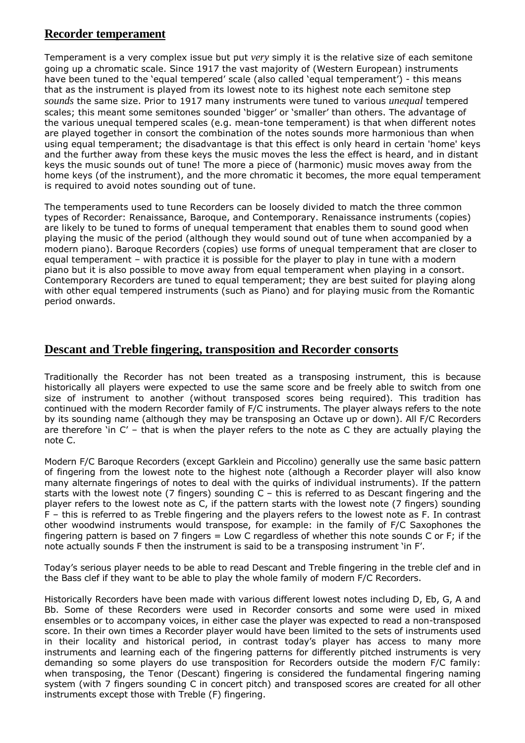## Recorder temperament

Temperament is a very complex issue but put *very* simply it is the relative size of each semitone going up a chromatic scale. Since 1917 the vast majority of (Western European) instruments have been tuned to the 'equal tempered' scale (also called 'equal temperament') - this means that as the instrument is played from its lowest note to its highest note each semitone step *sounds* the same size. Prior to 1917 many instruments were tuned to various *unequal* tempered scales; this meant some semitones sounded 'bigger' or 'smaller' than others. The advantage of the various unequal tempered scales (e.g. mean-tone temperament) is that when different notes are played together in consort the combination of the notes sounds more harmonious than when using equal temperament; the disadvantage is that this effect is only heard in certain 'home' keys and the further away from these keys the music moves the less the effect is heard, and in distant keys the music sounds out of tune! The more a piece of (harmonic) music moves away from the home keys (of the instrument), and the more chromatic it becomes, the more equal temperament is required to avoid notes sounding out of tune.

The temperaments used to tune Recorders can be loosely divided to match the three common types of Recorder: Renaissance, Baroque, and Contemporary. Renaissance instruments (copies) are likely to be tuned to forms of unequal temperament that enables them to sound good when playing the music of the period (although they would sound out of tune when accompanied by a modern piano). Baroque Recorders (copies) use forms of unequal temperament that are closer to equal temperament – with practice it is possible for the player to play in tune with a modern piano but it is also possible to move away from equal temperament when playing in a consort. Contemporary Recorders are tuned to equal temperament; they are best suited for playing along with other equal tempered instruments (such as Piano) and for playing music from the Romantic period onwards.

## Descant and Treble fingering, transposition and Recorder consorts

Traditionally the Recorder has not been treated as a transposing instrument, this is because historically all players were expected to use the same score and be freely able to switch from one size of instrument to another (without transposed scores being required). This tradition has continued with the modern Recorder family of F/C instruments. The player always refers to the note by its sounding name (although they may be transposing an Octave up or down). All F/C Recorders are therefore 'in C' – that is when the player refers to the note as C they are actually playing the note C.

Modern F/C Baroque Recorders (except Garklein and Piccolino) generally use the same basic pattern of fingering from the lowest note to the highest note (although a Recorder player will also know many alternate fingerings of notes to deal with the quirks of individual instruments). If the pattern starts with the lowest note (7 fingers) sounding C – this is referred to as Descant fingering and the player refers to the lowest note as C, if the pattern starts with the lowest note (7 fingers) sounding F – this is referred to as Treble fingering and the players refers to the lowest note as F. In contrast other woodwind instruments would transpose, for example: in the family of F/C Saxophones the fingering pattern is based on 7 fingers = Low C regardless of whether this note sounds C or F; if the note actually sounds F then the instrument is said to be a transposing instrument 'in F'.

Today's serious player needs to be able to read Descant and Treble fingering in the treble clef and in the Bass clef if they want to be able to play the whole family of modern F/C Recorders.

Historically Recorders have been made with various different lowest notes including D, Eb, G, A and Bb. Some of these Recorders were used in Recorder consorts and some were used in mixed ensembles or to accompany voices, in either case the player was expected to read a non-transposed score. In their own times a Recorder player would have been limited to the sets of instruments used in their locality and historical period, in contrast today's player has access to many more instruments and learning each of the fingering patterns for differently pitched instruments is very demanding so some players do use transposition for Recorders outside the modern F/C family: when transposing, the Tenor (Descant) fingering is considered the fundamental fingering naming system (with 7 fingers sounding C in concert pitch) and transposed scores are created for all other instruments except those with Treble (F) fingering.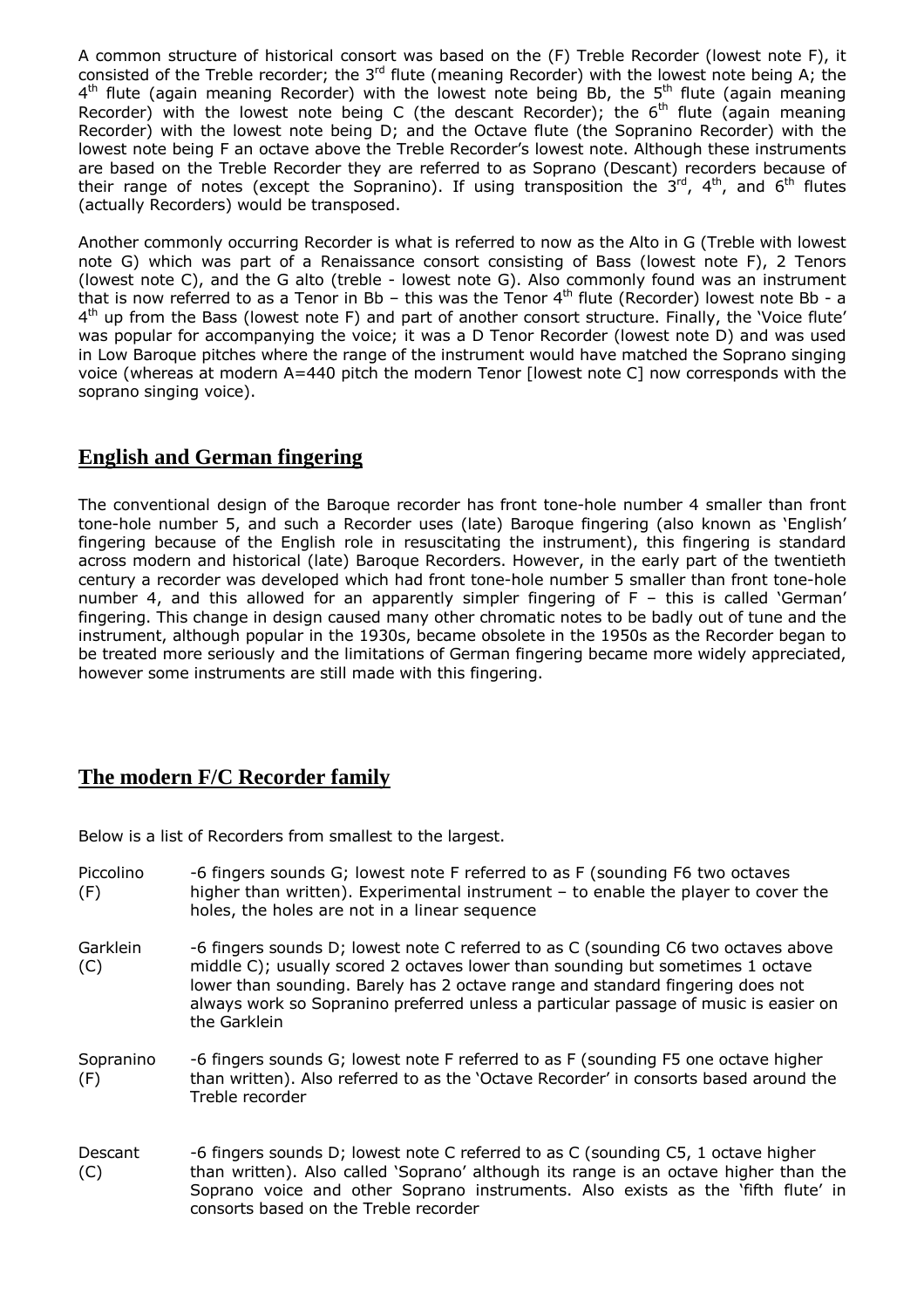A common structure of historical consort was based on the (F) Treble Recorder (lowest note F), it consisted of the Treble recorder; the 3rd flute (meaning Recorder) with the lowest note being A; the 4th flute (again meaning Recorder) with the lowest note being Bb, the 5th flute (again meaning Recorder) with the lowest note being C (the descant Recorder); the 6th flute (again meaning Recorder) with the lowest note being D; and the Octave flute (the Sopranino Recorder) with the lowest note being F an octave above the Treble Recorder's lowest note. Although these instruments are based on the Treble Recorder they are referred to as Soprano (Descant) recorders because of their range of notes (except the Sopranino). If using transposition the 3rd, 4th, and 6th flutes (actually Recorders) would be transposed.

Another commonly occurring Recorder is what is referred to now as the Alto in G (Treble with lowest note G) which was part of a Renaissance consort consisting of Bass (lowest note F), 2 Tenors (lowest note C), and the G alto (treble - lowest note G). Also commonly found was an instrument that is now referred to as a Tenor in Bb – this was the Tenor 4th flute (Recorder) lowest note Bb - a 4th up from the Bass (lowest note F) and part of another consort structure. Finally, the 'Voice flute' was popular for accompanying the voice; it was a D Tenor Recorder (lowest note D) and was used in Low Baroque pitches where the range of the instrument would have matched the Soprano singing voice (whereas at modern A=440 pitch the modern Tenor [lowest note C] now corresponds with the soprano singing voice).

## English and German fingering

The conventional design of the Baroque recorder has front tone-hole number 4 smaller than front tone-hole number 5, and such a Recorder uses (late) Baroque fingering (also known as 'English' fingering because of the English role in resuscitating the instrument), this fingering is standard across modern and historical (late) Baroque Recorders. However, in the early part of the twentieth century a recorder was developed which had front tone-hole number 5 smaller than front tone-hole number 4, and this allowed for an apparently simpler fingering of F – this is called 'German' fingering. This change in design caused many other chromatic notes to be badly out of tune and the instrument, although popular in the 1930s, became obsolete in the 1950s as the Recorder began to be treated more seriously and the limitations of German fingering became more widely appreciated, however some instruments are still made with this fingering.

## The modern F/C Recorder family

Below is a list of Recorders from smallest to the largest.

| | |
|---|---|
| Piccolino (F) | -6 fingers sounds G; lowest note F referred to as F (sounding F6 two octaves higher than written). Experimental instrument – to enable the player to cover the holes, the holes are not in a linear sequence |
| Garklein (C) | -6 fingers sounds D; lowest note C referred to as C (sounding C6 two octaves above middle C); usually scored 2 octaves lower than sounding but sometimes 1 octave lower than sounding. Barely has 2 octave range and standard fingering does not always work so Sopranino preferred unless a particular passage of music is easier on the Garklein |
| Sopranino (F) | -6 fingers sounds G; lowest note F referred to as F (sounding F5 one octave higher than written). Also referred to as the 'Octave Recorder' in consorts based around the Treble recorder |
| Descant (C) | -6 fingers sounds D; lowest note C referred to as C (sounding C5, 1 octave higher than written). Also called 'Soprano' although its range is an octave higher than the Soprano voice and other Soprano instruments. Also exists as the 'fifth flute' in consorts based on the Treble recorder |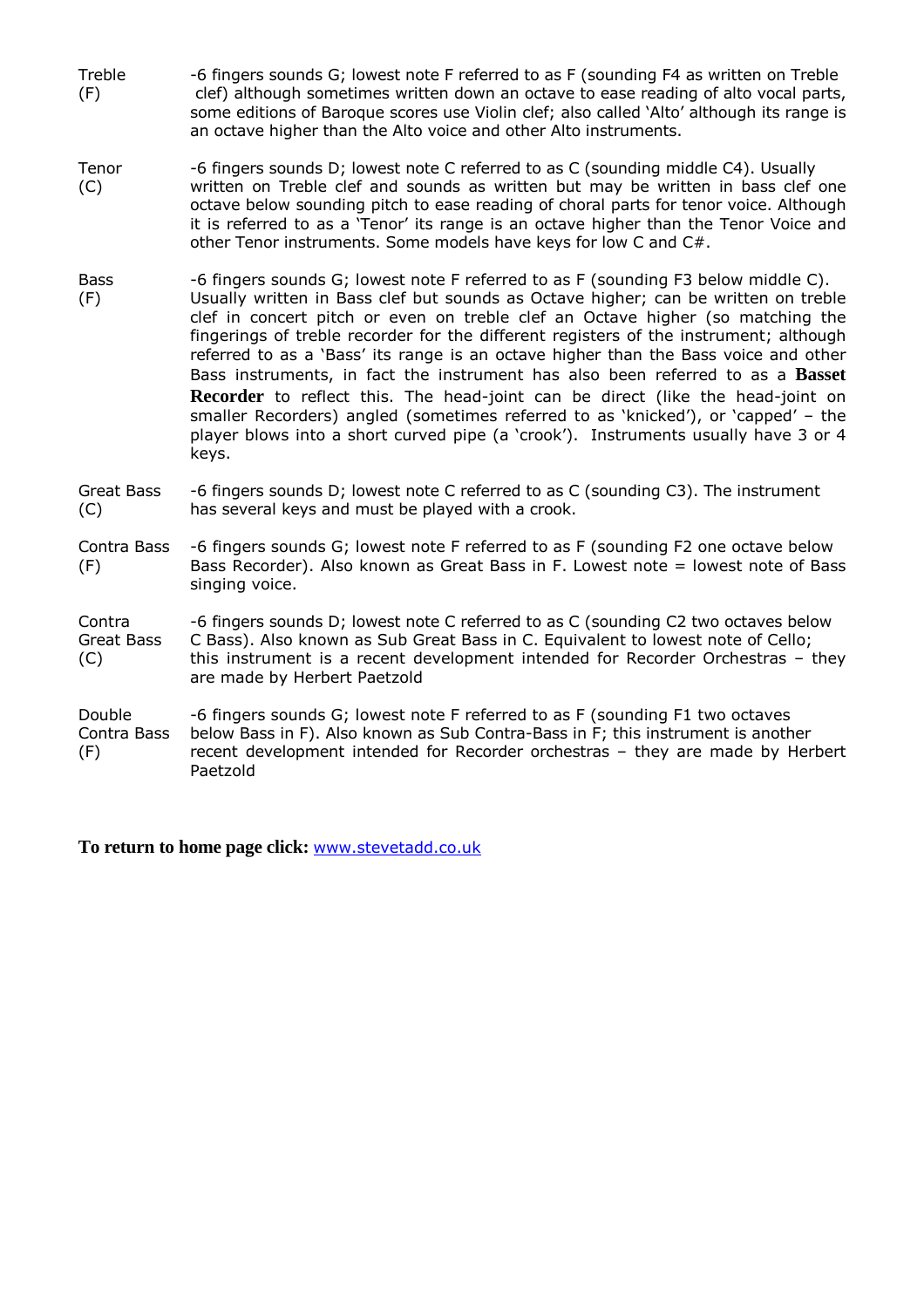| | |
|---|---|
| Treble (F) | -6 fingers sounds G; lowest note F referred to as F (sounding F4 as written on Treble clef) although sometimes written down an octave to ease reading of alto vocal parts, some editions of Baroque scores use Violin clef; also called 'Alto' although its range is an octave higher than the Alto voice and other Alto instruments. |
| Tenor (C) | -6 fingers sounds D; lowest note C referred to as C (sounding middle C4). Usually written on Treble clef and sounds as written but may be written in bass clef one octave below sounding pitch to ease reading of choral parts for tenor voice. Although it is referred to as a 'Tenor' its range is an octave higher than the Tenor Voice and other Tenor instruments. Some models have keys for low C and C#. |
| Bass (F) | -6 fingers sounds G; lowest note F referred to as F (sounding F3 below middle C). Usually written in Bass clef but sounds as Octave higher; can be written on treble clef in concert pitch or even on treble clef an Octave higher (so matching the fingerings of treble recorder for the different registers of the instrument; although referred to as a 'Bass' its range is an octave higher than the Bass voice and other Bass instruments, in fact the instrument has also been referred to as a **Basset Recorder** to reflect this. The head-joint can be direct (like the head-joint on smaller Recorders) angled (sometimes referred to as 'knicked'), or 'capped' – the player blows into a short curved pipe (a 'crook'). Instruments usually have 3 or 4 keys. |
| Great Bass (C) | -6 fingers sounds D; lowest note C referred to as C (sounding C3). The instrument has several keys and must be played with a crook. |
| Contra Bass (F) | -6 fingers sounds G; lowest note F referred to as F (sounding F2 one octave below Bass Recorder). Also known as Great Bass in F. Lowest note = lowest note of Bass singing voice. |
| Contra Great Bass (C) | -6 fingers sounds D; lowest note C referred to as C (sounding C2 two octaves below C Bass). Also known as Sub Great Bass in C. Equivalent to lowest note of Cello; this instrument is a recent development intended for Recorder Orchestras – they are made by Herbert Paetzold |
| Double Contra Bass (F) | -6 fingers sounds G; lowest note F referred to as F (sounding F1 two octaves below Bass in F). Also known as Sub Contra-Bass in F; this instrument is another recent development intended for Recorder orchestras – they are made by Herbert Paetzold |

**To return to home page click:** www.stevetadd.co.uk